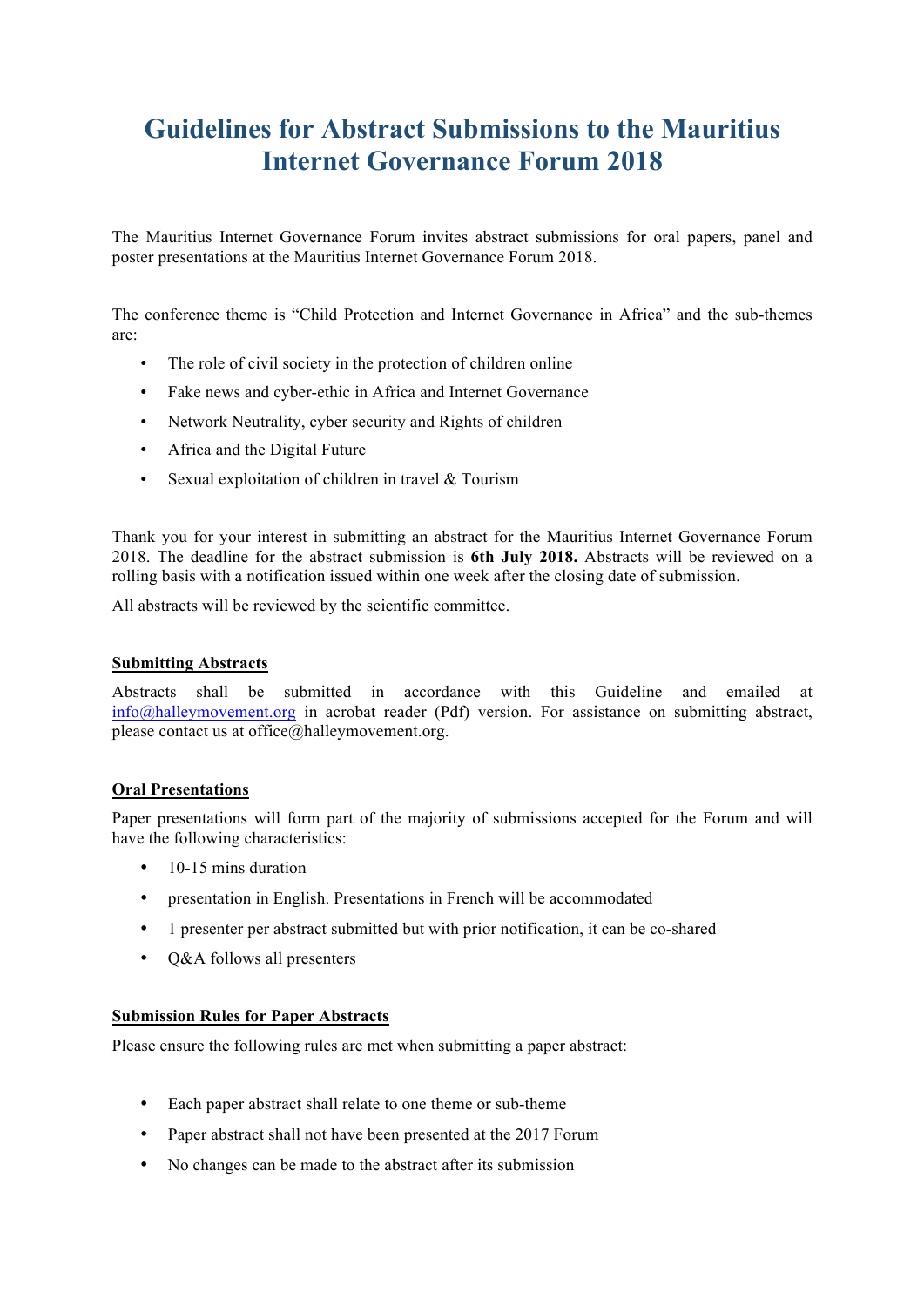# Guidelines for Abstract Submissions to the Mauritius Internet Governance Forum 2018

The Mauritius Internet Governance Forum invites abstract submissions for oral papers, panel and poster presentations at the Mauritius Internet Governance Forum 2018.

The conference theme is "Child Protection and Internet Governance in Africa" and the sub-themes are:

- The role of civil society in the protection of children online
- Fake news and cyber-ethic in Africa and Internet Governance
- Network Neutrality, cyber security and Rights of children
- Africa and the Digital Future
- Sexual exploitation of children in travel & Tourism

Thank you for your interest in submitting an abstract for the Mauritius Internet Governance Forum 2018. The deadline for the abstract submission is **6th July 2018.** Abstracts will be reviewed on a rolling basis with a notification issued within one week after the closing date of submission.

All abstracts will be reviewed by the scientific committee.

## Submitting Abstracts

Abstracts shall be submitted in accordance with this Guideline and emailed at info@halleymovement.org in acrobat reader (Pdf) version. For assistance on submitting abstract, please contact us at office@halleymovement.org.

## Oral Presentations

Paper presentations will form part of the majority of submissions accepted for the Forum and will have the following characteristics:

- 10-15 mins duration
- presentation in English. Presentations in French will be accommodated
- 1 presenter per abstract submitted but with prior notification, it can be co-shared
- Q&A follows all presenters

## Submission Rules for Paper Abstracts

Please ensure the following rules are met when submitting a paper abstract:

- Each paper abstract shall relate to one theme or sub-theme
- Paper abstract shall not have been presented at the 2017 Forum
- No changes can be made to the abstract after its submission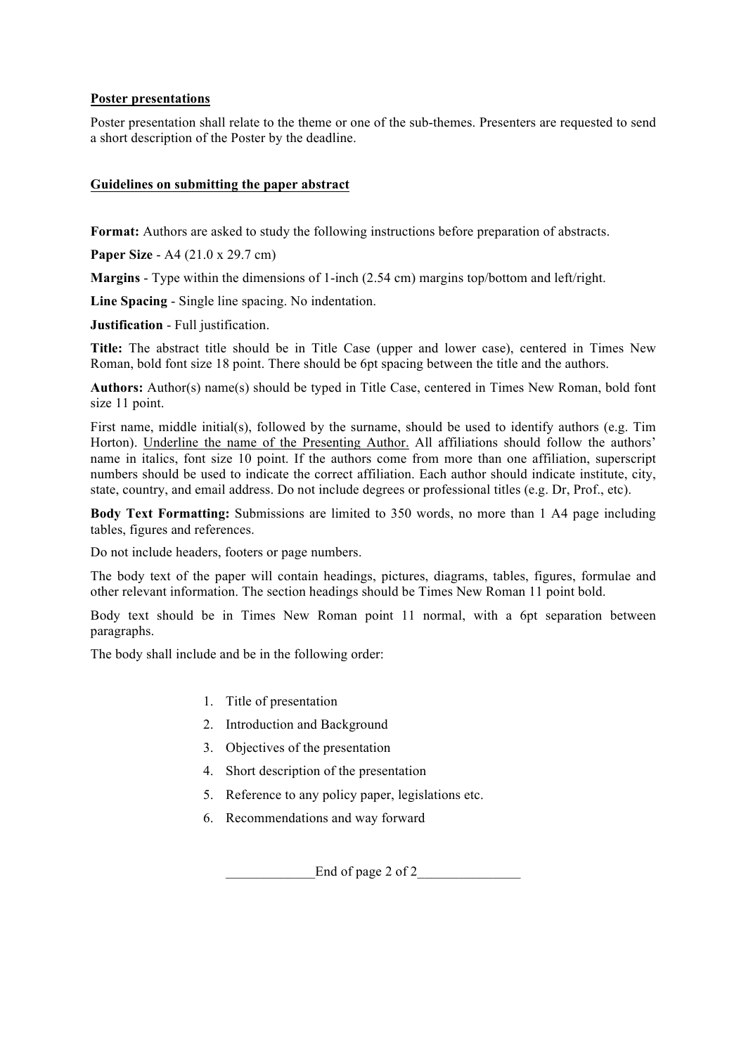## Poster presentations

Poster presentation shall relate to the theme or one of the sub-themes. Presenters are requested to send a short description of the Poster by the deadline.

## Guidelines on submitting the paper abstract

**Format:** Authors are asked to study the following instructions before preparation of abstracts.

**Paper Size** - A4 (21.0 x 29.7 cm)

**Margins** - Type within the dimensions of 1-inch (2.54 cm) margins top/bottom and left/right.

**Line Spacing** - Single line spacing. No indentation.

**Justification** - Full justification.

**Title:** The abstract title should be in Title Case (upper and lower case), centered in Times New Roman, bold font size 18 point. There should be 6pt spacing between the title and the authors.

**Authors:** Author(s) name(s) should be typed in Title Case, centered in Times New Roman, bold font size 11 point.

First name, middle initial(s), followed by the surname, should be used to identify authors (e.g. Tim Horton). <u>Underline the name of the Presenting Author.</u> All affiliations should follow the authors' name in italics, font size 10 point. If the authors come from more than one affiliation, superscript numbers should be used to indicate the correct affiliation. Each author should indicate institute, city, state, country, and email address. Do not include degrees or professional titles (e.g. Dr, Prof., etc).

**Body Text Formatting:** Submissions are limited to 350 words, no more than 1 A4 page including tables, figures and references.

Do not include headers, footers or page numbers.

The body text of the paper will contain headings, pictures, diagrams, tables, figures, formulae and other relevant information. The section headings should be Times New Roman 11 point bold.

Body text should be in Times New Roman point 11 normal, with a 6pt separation between paragraphs.

The body shall include and be in the following order:

1. Title of presentation
2. Introduction and Background
3. Objectives of the presentation
4. Short description of the presentation
5. Reference to any policy paper, legislations etc.
6. Recommendations and way forward